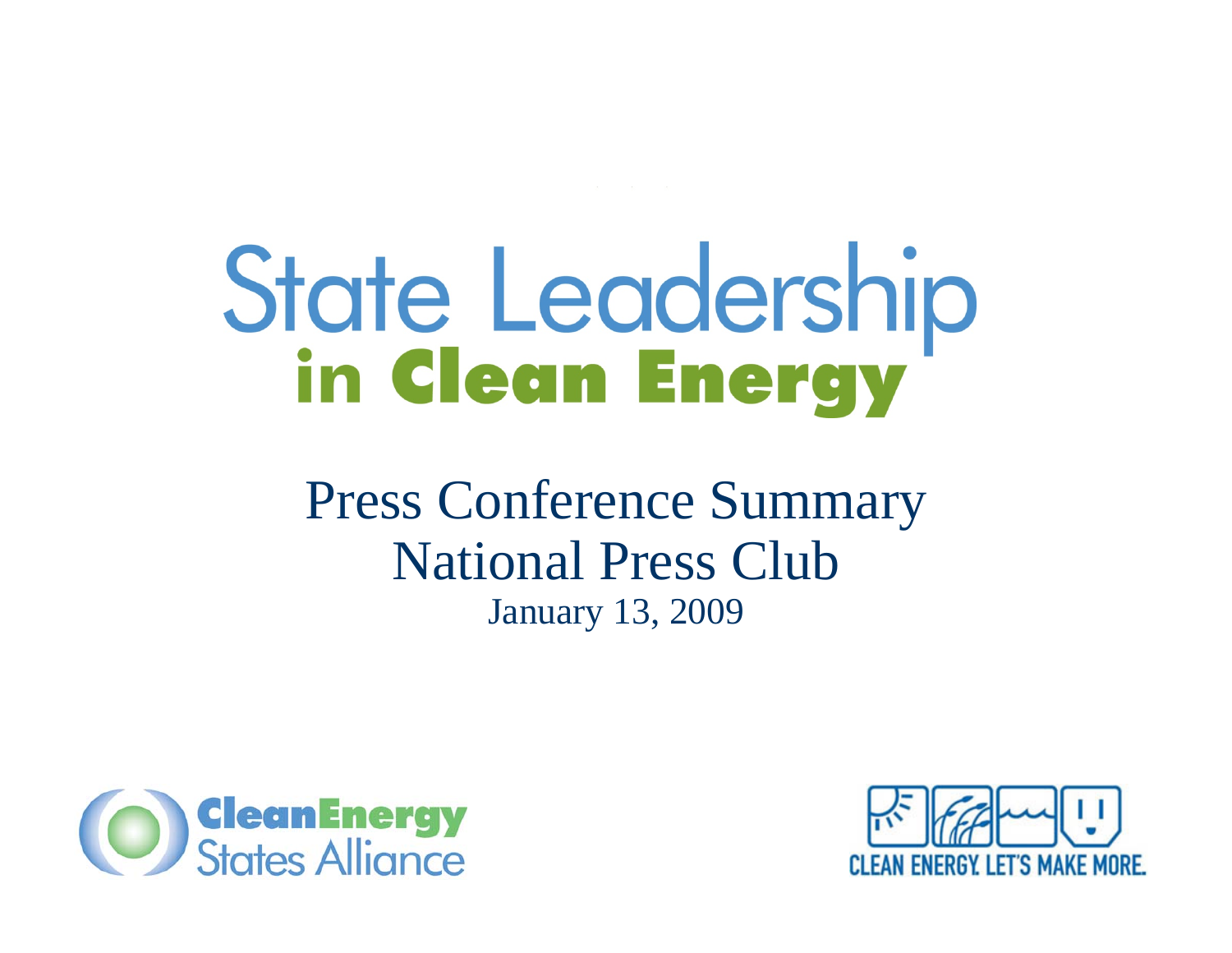# State Leadership in Clean Energy

## Press Conference Summary
## National Press Club

January 13, 2009

Clean Energy States Alliance

CLEAN ENERGY. LET'S MAKE MORE.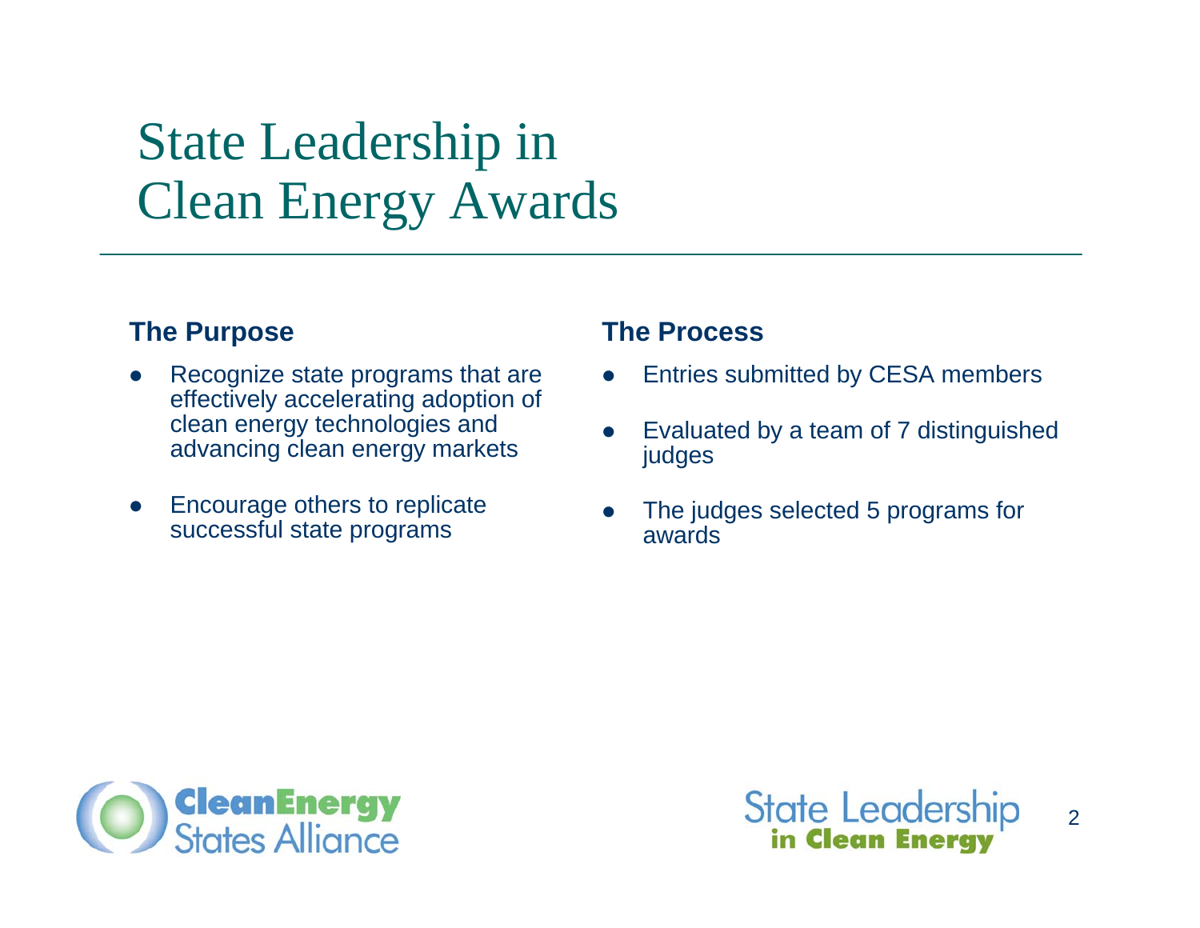# State Leadership in Clean Energy Awards

### The Purpose

- Recognize state programs that are effectively accelerating adoption of clean energy technologies and advancing clean energy markets
- Encourage others to replicate successful state programs

### The Process

- Entries submitted by CESA members
- Evaluated by a team of 7 distinguished judges
- The judges selected 5 programs for awards

Clean Energy States Alliance

State Leadership in Clean Energy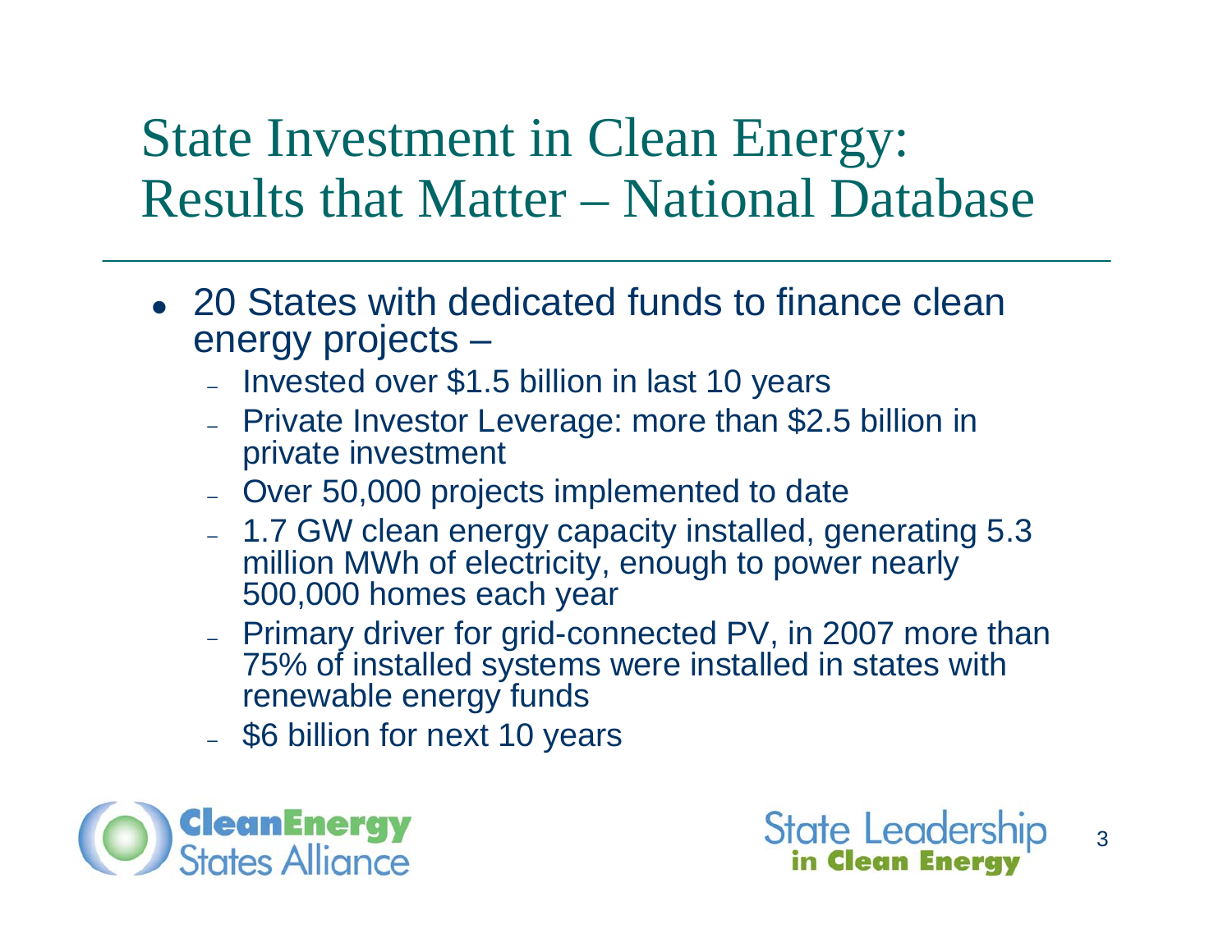# State Investment in Clean Energy: Results that Matter – National Database

- 20 States with dedicated funds to finance clean energy projects –
  - Invested over $1.5 billion in last 10 years
  - Private Investor Leverage: more than $2.5 billion in private investment
  - Over 50,000 projects implemented to date
  - 1.7 GW clean energy capacity installed, generating 5.3 million MWh of electricity, enough to power nearly 500,000 homes each year
  - Primary driver for grid-connected PV, in 2007 more than 75% of installed systems were installed in states with renewable energy funds
  - $6 billion for next 10 years

Clean Energy States Alliance

State Leadership in Clean Energy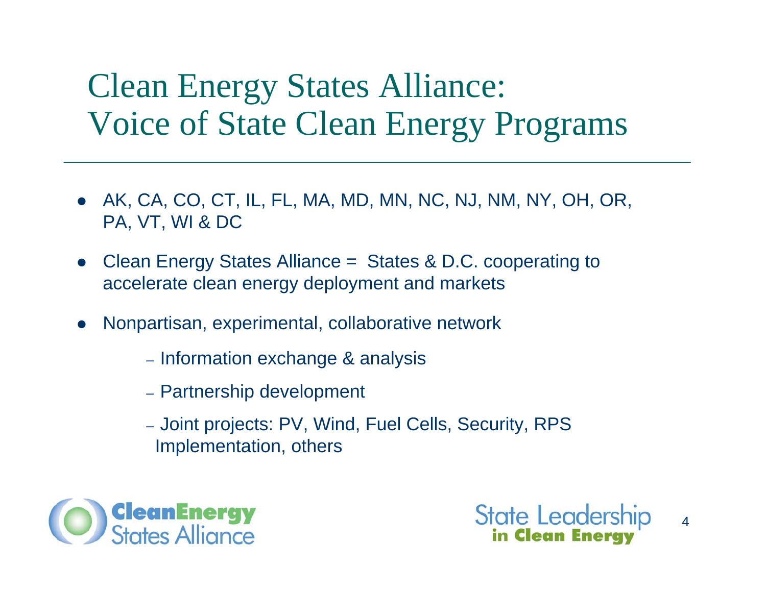# Clean Energy States Alliance: Voice of State Clean Energy Programs

- AK, CA, CO, CT, IL, FL, MA, MD, MN, NC, NJ, NM, NY, OH, OR, PA, VT, WI & DC
- Clean Energy States Alliance = States & D.C. cooperating to accelerate clean energy deployment and markets
- Nonpartisan, experimental, collaborative network
  - Information exchange & analysis
  - Partnership development
  - Joint projects: PV, Wind, Fuel Cells, Security, RPS Implementation, others

CleanEnergy States Alliance

State Leadership in Clean Energy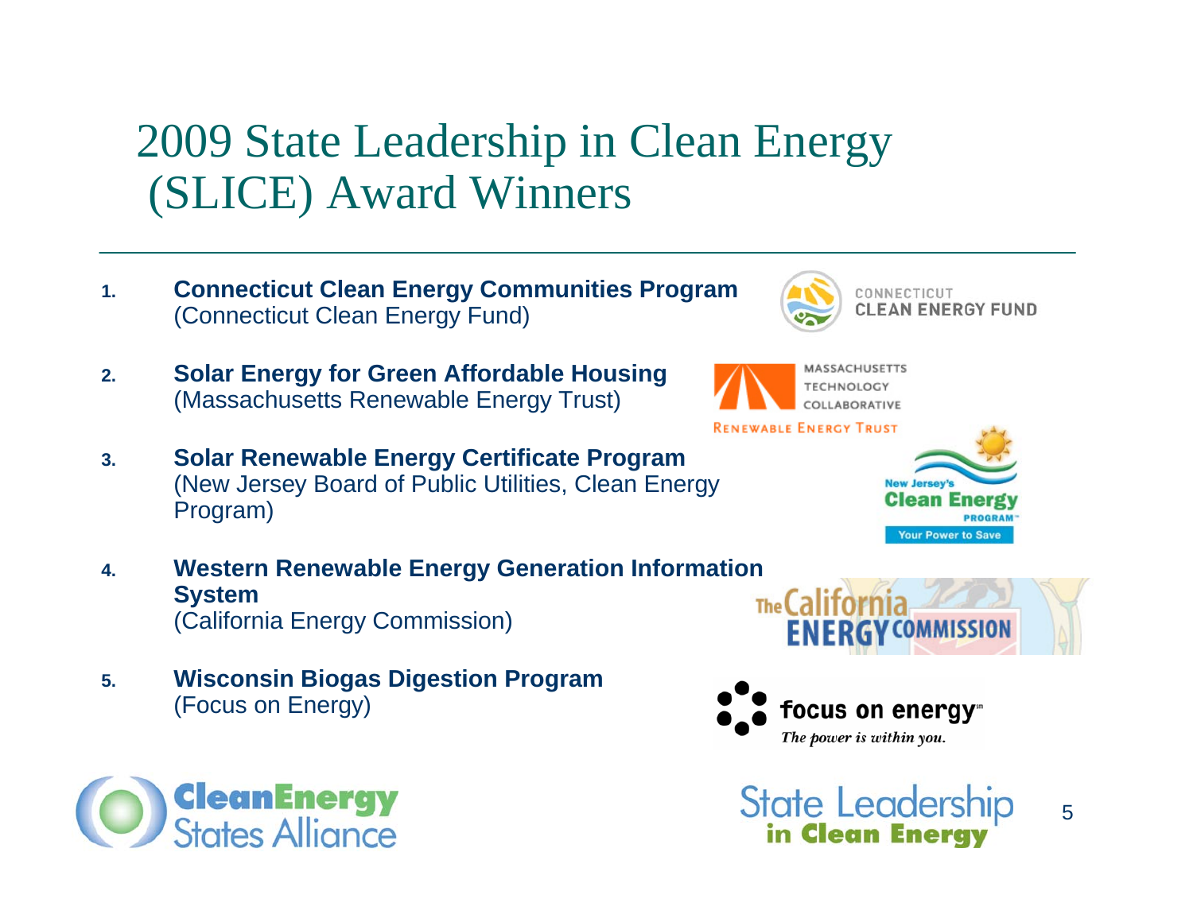# 2009 State Leadership in Clean Energy (SLICE) Award Winners

1. **Connecticut Clean Energy Communities Program**
   (Connecticut Clean Energy Fund)

2. **Solar Energy for Green Affordable Housing**
   (Massachusetts Renewable Energy Trust)

3. **Solar Renewable Energy Certificate Program**
   (New Jersey Board of Public Utilities, Clean Energy Program)

4. **Western Renewable Energy Generation Information System**
   (California Energy Commission)

5. **Wisconsin Biogas Digestion Program**
   (Focus on Energy)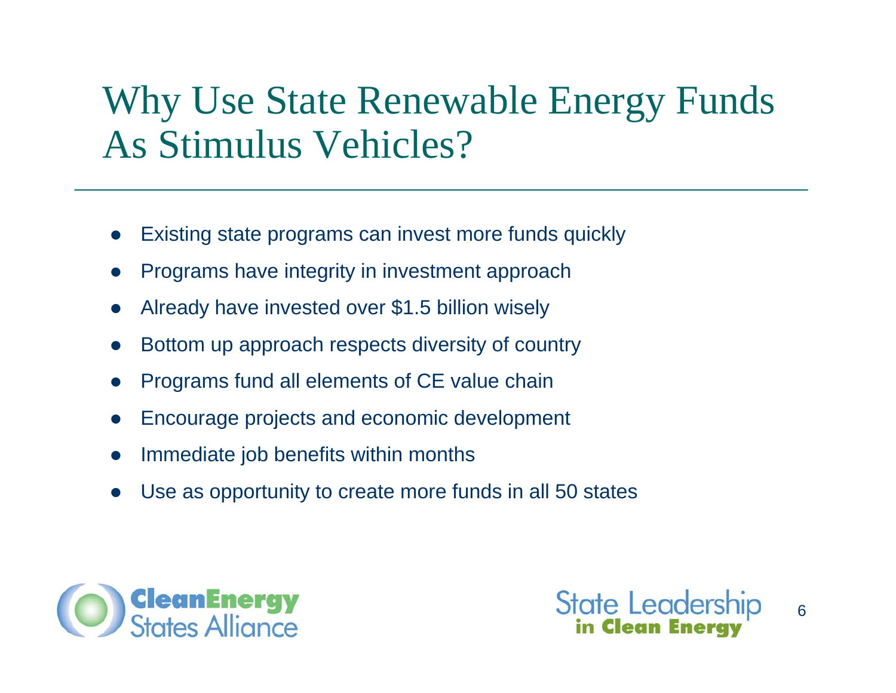# Why Use State Renewable Energy Funds As Stimulus Vehicles?

- Existing state programs can invest more funds quickly
- Programs have integrity in investment approach
- Already have invested over $1.5 billion wisely
- Bottom up approach respects diversity of country
- Programs fund all elements of CE value chain
- Encourage projects and economic development
- Immediate job benefits within months
- Use as opportunity to create more funds in all 50 states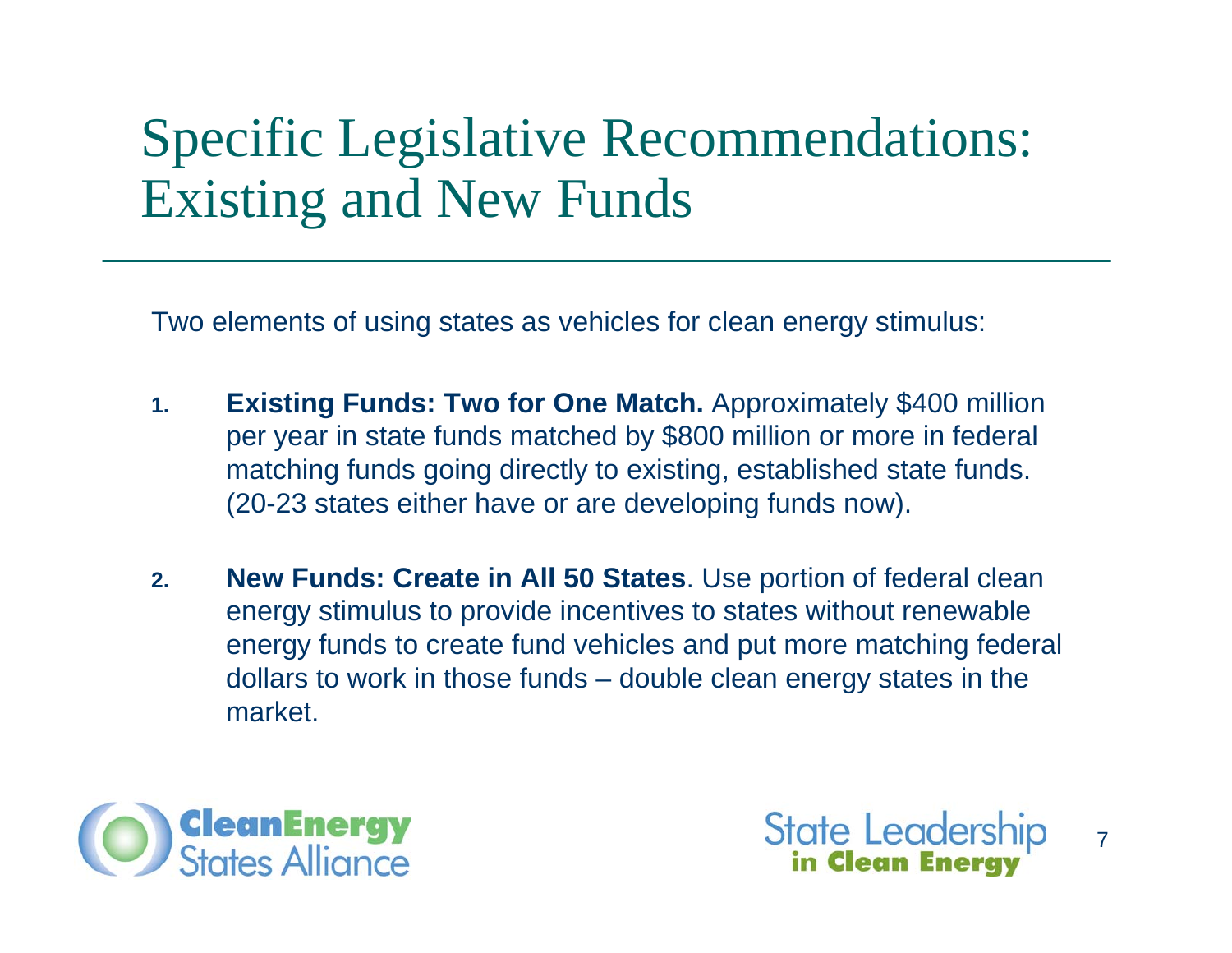# Specific Legislative Recommendations: Existing and New Funds

Two elements of using states as vehicles for clean energy stimulus:

1. **Existing Funds: Two for One Match.** Approximately $400 million per year in state funds matched by $800 million or more in federal matching funds going directly to existing, established state funds. (20-23 states either have or are developing funds now).

2. **New Funds: Create in All 50 States**. Use portion of federal clean energy stimulus to provide incentives to states without renewable energy funds to create fund vehicles and put more matching federal dollars to work in those funds – double clean energy states in the market.

Clean Energy States Alliance

State Leadership in Clean Energy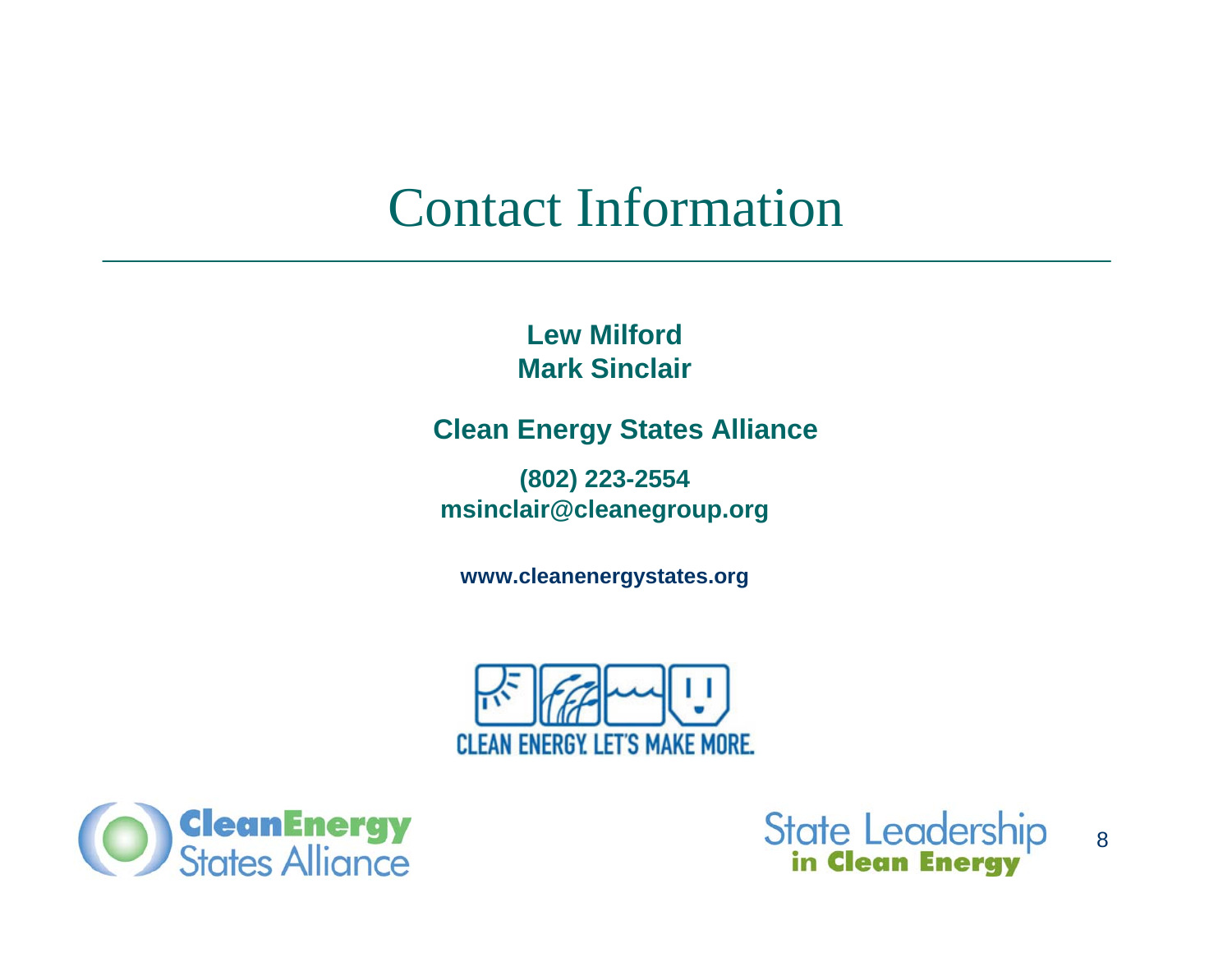# Contact Information

**Lew Milford**
**Mark Sinclair**

**Clean Energy States Alliance**

**(802) 223-2554**
**msinclair@cleanegroup.org**

**www.cleanenergystates.org**

CLEAN ENERGY. LET'S MAKE MORE.

CleanEnergy States Alliance

State Leadership in Clean Energy